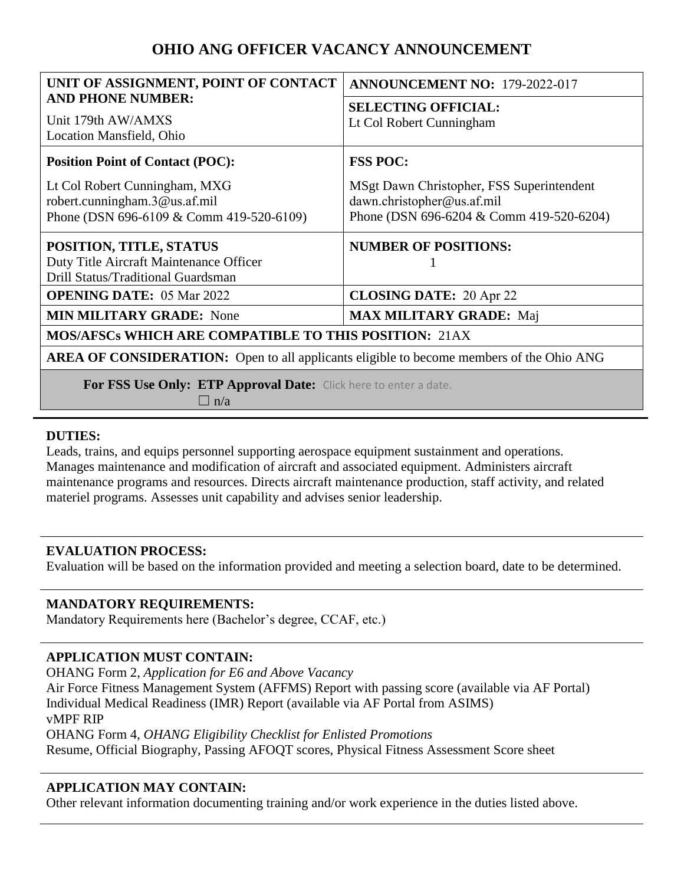# OHIO ANG OFFICER VACANCY ANNOUNCEMENT

| UNIT OF ASSIGNMENT, POINT OF CONTACT AND PHONE NUMBER: | ANNOUNCEMENT NO: 179-2022-017 |
|---|---|
| Unit 179th AW/AMXS<br>Location Mansfield, Ohio | **SELECTING OFFICIAL:**<br>Lt Col Robert Cunningham |
| **Position Point of Contact (POC):**<br>Lt Col Robert Cunningham, MXG<br>robert.cunningham.3@us.af.mil<br>Phone (DSN 696-6109 & Comm 419-520-6109) | **FSS POC:**<br>MSgt Dawn Christopher, FSS Superintendent<br>dawn.christopher@us.af.mil<br>Phone (DSN 696-6204 & Comm 419-520-6204) |
| **POSITION, TITLE, STATUS**<br>Duty Title Aircraft Maintenance Officer<br>Drill Status/Traditional Guardsman | **NUMBER OF POSITIONS:**<br>1 |
| **OPENING DATE:** 05 Mar 2022 | **CLOSING DATE:** 20 Apr 22 |
| **MIN MILITARY GRADE:** None | **MAX MILITARY GRADE:** Maj |
| **MOS/AFSCs WHICH ARE COMPATIBLE TO THIS POSITION:** 21AX | |
| **AREA OF CONSIDERATION:** Open to all applicants eligible to become members of the Ohio ANG | |
| **For FSS Use Only: ETP Approval Date:** Click here to enter a date.<br>☐ n/a | |

**DUTIES:**
Leads, trains, and equips personnel supporting aerospace equipment sustainment and operations. Manages maintenance and modification of aircraft and associated equipment. Administers aircraft maintenance programs and resources. Directs aircraft maintenance production, staff activity, and related materiel programs. Assesses unit capability and advises senior leadership.

**EVALUATION PROCESS:**
Evaluation will be based on the information provided and meeting a selection board, date to be determined.

**MANDATORY REQUIREMENTS:**
Mandatory Requirements here (Bachelor's degree, CCAF, etc.)

**APPLICATION MUST CONTAIN:**
OHANG Form 2, *Application for E6 and Above Vacancy*
Air Force Fitness Management System (AFFMS) Report with passing score (available via AF Portal)
Individual Medical Readiness (IMR) Report (available via AF Portal from ASIMS)
vMPF RIP
OHANG Form 4, *OHANG Eligibility Checklist for Enlisted Promotions*
Resume, Official Biography, Passing AFOQT scores, Physical Fitness Assessment Score sheet

**APPLICATION MAY CONTAIN:**
Other relevant information documenting training and/or work experience in the duties listed above.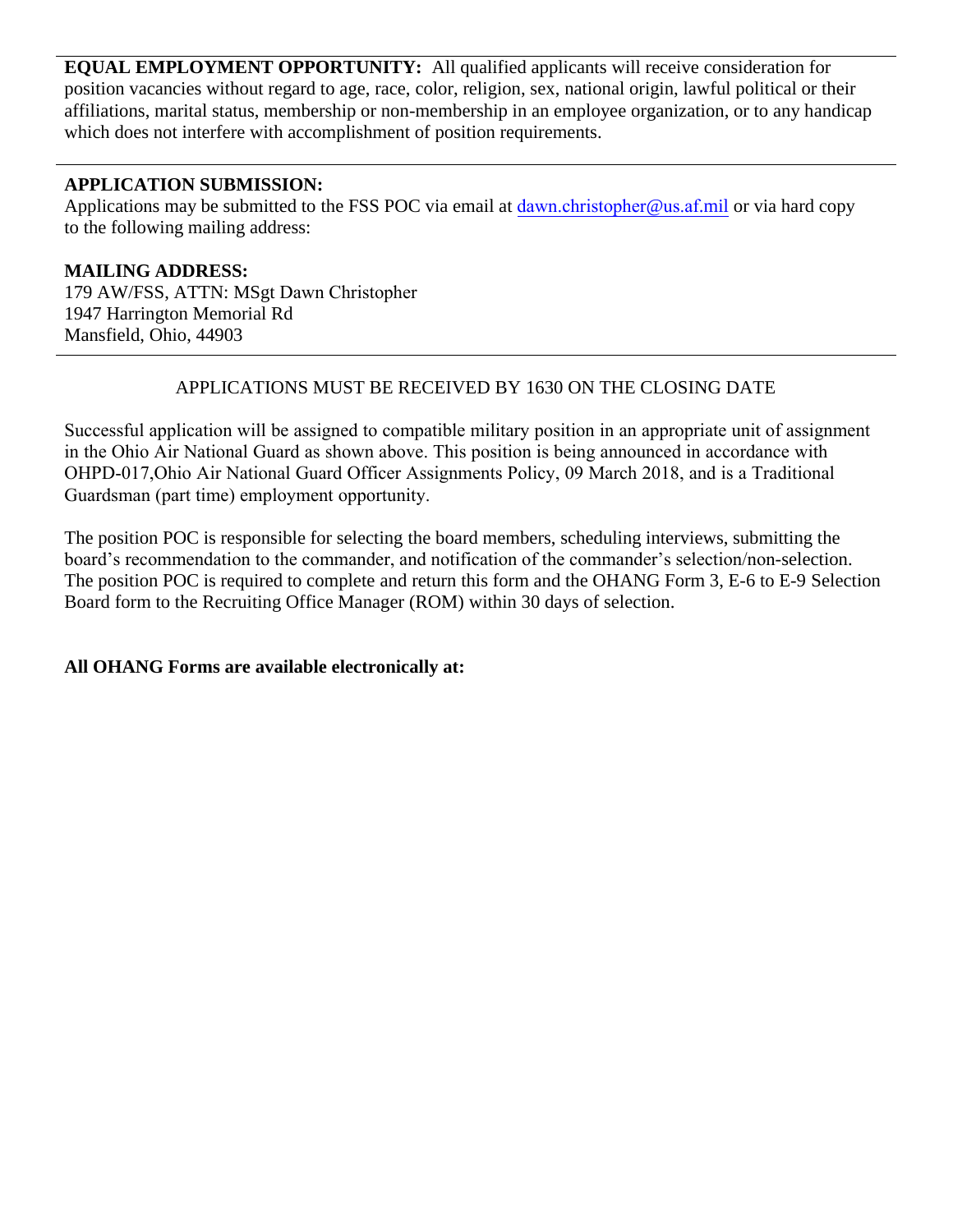**EQUAL EMPLOYMENT OPPORTUNITY:** All qualified applicants will receive consideration for position vacancies without regard to age, race, color, religion, sex, national origin, lawful political or their affiliations, marital status, membership or non-membership in an employee organization, or to any handicap which does not interfere with accomplishment of position requirements.

**APPLICATION SUBMISSION:**
Applications may be submitted to the FSS POC via email at dawn.christopher@us.af.mil or via hard copy to the following mailing address:

**MAILING ADDRESS:**
179 AW/FSS, ATTN: MSgt Dawn Christopher
1947 Harrington Memorial Rd
Mansfield, Ohio, 44903

APPLICATIONS MUST BE RECEIVED BY 1630 ON THE CLOSING DATE

Successful application will be assigned to compatible military position in an appropriate unit of assignment in the Ohio Air National Guard as shown above. This position is being announced in accordance with OHPD-017,Ohio Air National Guard Officer Assignments Policy, 09 March 2018, and is a Traditional Guardsman (part time) employment opportunity.

The position POC is responsible for selecting the board members, scheduling interviews, submitting the board's recommendation to the commander, and notification of the commander's selection/non-selection. The position POC is required to complete and return this form and the OHANG Form 3, E-6 to E-9 Selection Board form to the Recruiting Office Manager (ROM) within 30 days of selection.

**All OHANG Forms are available electronically at:**